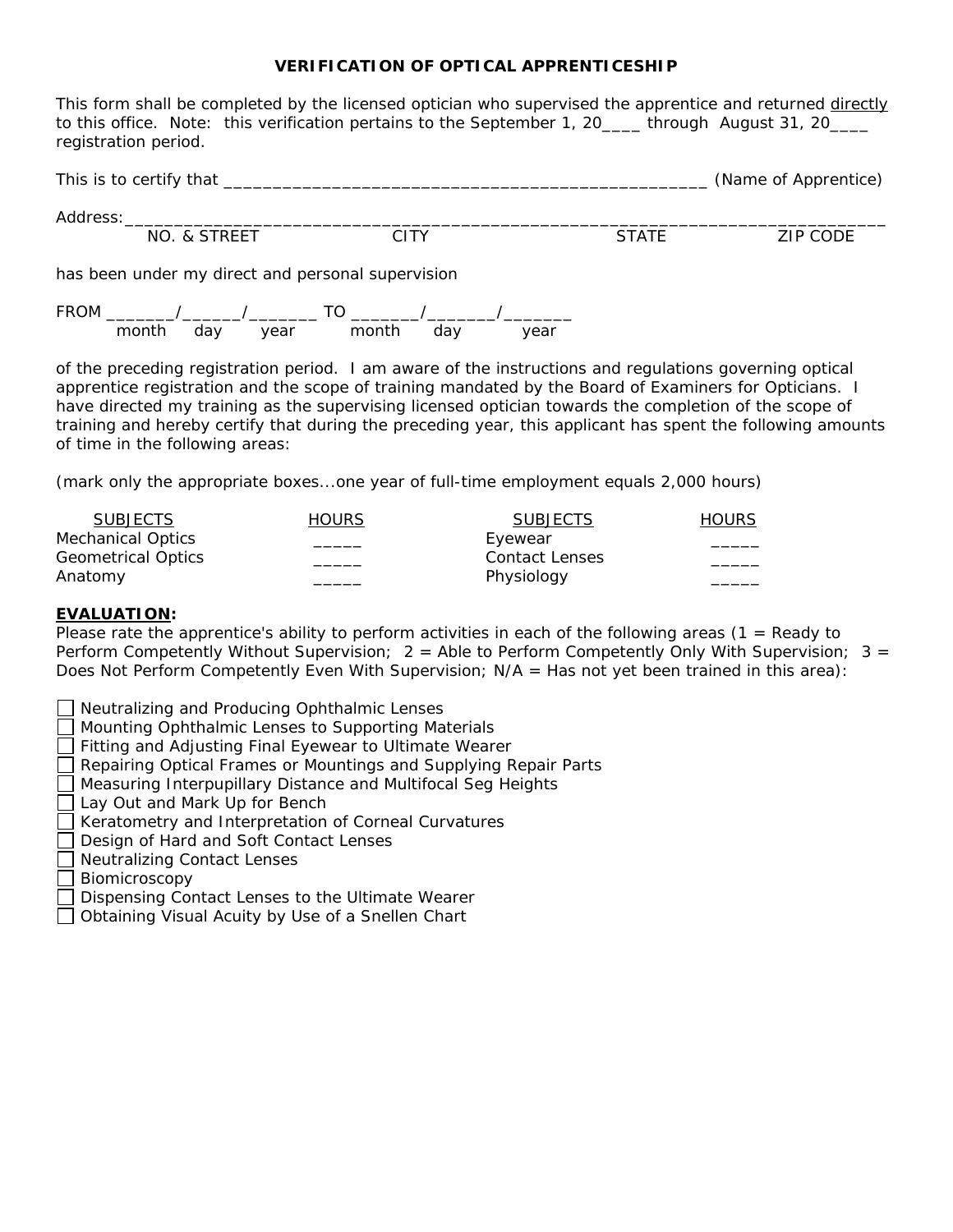## VERIFICATION OF OPTICAL APPRENTICESHIP

This form shall be completed by the licensed optician who supervised the apprentice and returned directly to this office. Note: this verification pertains to the September 1, 20____ through August 31, 20____ registration period.

This is to certify that ___________________________________________________ (Name of Apprentice)

Address:___________________________________________________________________________

NO. & STREET CITY STATE ZIP CODE

has been under my direct and personal supervision

FROM _______/______/_______ TO _______/_______/_______

month day year month day year

of the preceding registration period. I am aware of the instructions and regulations governing optical apprentice registration and the scope of training mandated by the Board of Examiners for Opticians. I have directed my training as the supervising licensed optician towards the completion of the scope of training and hereby certify that during the preceding year, this applicant has spent the following amounts of time in the following areas:

(mark only the appropriate boxes...one year of full-time employment equals 2,000 hours)

| SUBJECTS | HOURS | SUBJECTS | HOURS |
|---|---|---|---|
| Mechanical Optics | _____ | Eyewear | _____ |
| Geometrical Optics | _____ | Contact Lenses | _____ |
| Anatomy | _____ | Physiology | _____ |

**EVALUATION:**

Please rate the apprentice's ability to perform activities in each of the following areas (1 = Ready to Perform Competently Without Supervision; 2 = Able to Perform Competently Only With Supervision; 3 = Does Not Perform Competently Even With Supervision; N/A = Has not yet been trained in this area):

- ☐ Neutralizing and Producing Ophthalmic Lenses
- ☐ Mounting Ophthalmic Lenses to Supporting Materials
- ☐ Fitting and Adjusting Final Eyewear to Ultimate Wearer
- ☐ Repairing Optical Frames or Mountings and Supplying Repair Parts
- ☐ Measuring Interpupillary Distance and Multifocal Seg Heights
- ☐ Lay Out and Mark Up for Bench
- ☐ Keratometry and Interpretation of Corneal Curvatures
- ☐ Design of Hard and Soft Contact Lenses
- ☐ Neutralizing Contact Lenses
- ☐ Biomicroscopy
- ☐ Dispensing Contact Lenses to the Ultimate Wearer
- ☐ Obtaining Visual Acuity by Use of a Snellen Chart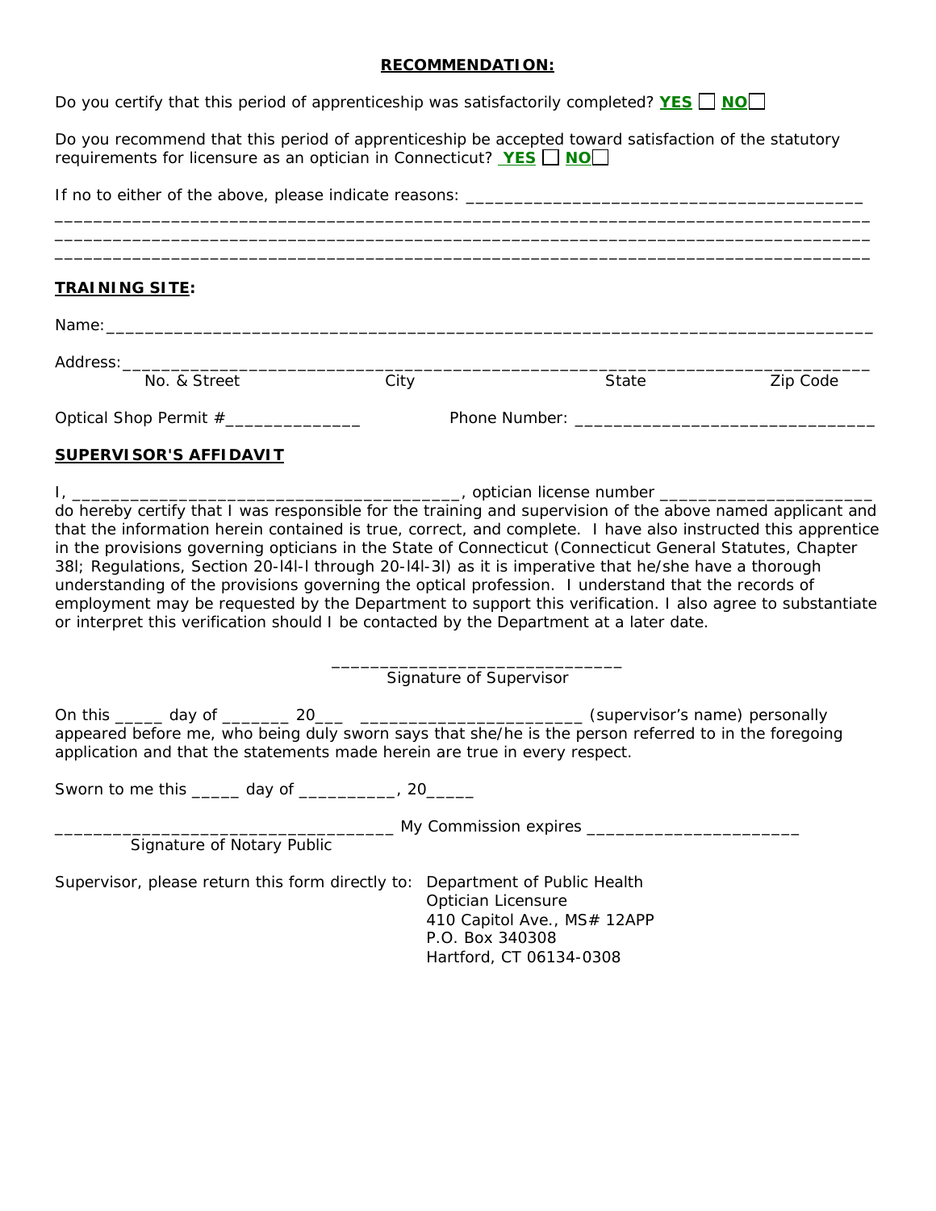## RECOMMENDATION:

Do you certify that this period of apprenticeship was satisfactorily completed? **YES** ☐ **NO** ☐

Do you recommend that this period of apprenticeship be accepted toward satisfaction of the statutory requirements for licensure as an optician in Connecticut? **YES** ☐ **NO** ☐

If no to either of the above, please indicate reasons: ________________________________________

________________________________________________________________________________

________________________________________________________________________________

________________________________________________________________________________

## TRAINING SITE:

Name: ________________________________________________________________________________

Address: ________________________________________________________________________________

No. & Street    City    State    Zip Code

Optical Shop Permit #______________    Phone Number: ______________________________

## SUPERVISOR'S AFFIDAVIT

I, ________________________________________, optician license number ______________________ do hereby certify that I was responsible for the training and supervision of the above named applicant and that the information herein contained is true, correct, and complete. I have also instructed this apprentice in the provisions governing opticians in the State of Connecticut (Connecticut General Statutes, Chapter 38l; Regulations, Section 20-l4l-l through 20-l4l-3l) as it is imperative that he/she have a thorough understanding of the provisions governing the optical profession. I understand that the records of employment may be requested by the Department to support this verification. I also agree to substantiate or interpret this verification should I be contacted by the Department at a later date.

______________________________
Signature of Supervisor

On this _____ day of _______ 20___ _______________________ (supervisor's name) personally appeared before me, who being duly sworn says that she/he is the person referred to in the foregoing application and that the statements made herein are true in every respect.

Sworn to me this _____ day of __________, 20_____

___________________________________ My Commission expires ______________________
Signature of Notary Public

Supervisor, please return this form directly to:

Department of Public Health
Optician Licensure
410 Capitol Ave., MS# 12APP
P.O. Box 340308
Hartford, CT 06134-0308